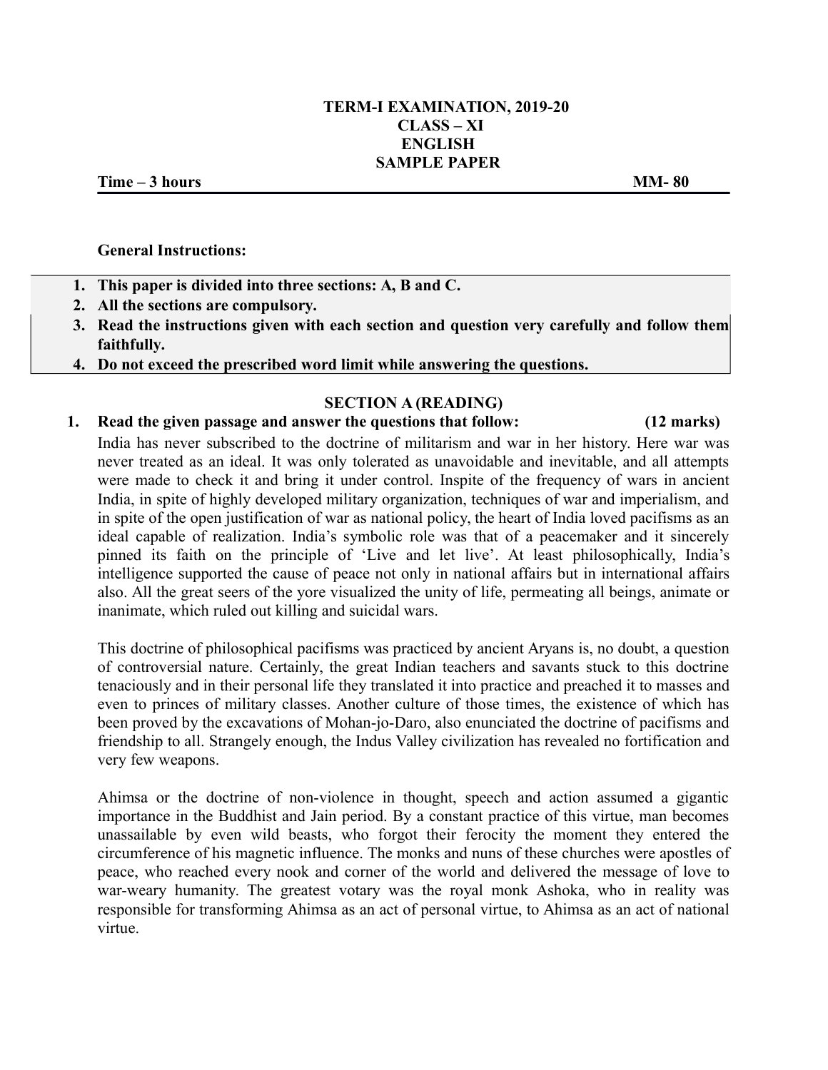# TERM-I EXAMINATION, 2019-20
## CLASS – XI
## ENGLISH
## SAMPLE PAPER

**Time – 3 hours** **MM- 80**

**General Instructions:**

1. **This paper is divided into three sections: A, B and C.**
2. **All the sections are compulsory.**
3. **Read the instructions given with each section and question very carefully and follow them faithfully.**
4. **Do not exceed the prescribed word limit while answering the questions.**

## SECTION A (READING)

1. **Read the given passage and answer the questions that follow:** **(12 marks)**

India has never subscribed to the doctrine of militarism and war in her history. Here war was never treated as an ideal. It was only tolerated as unavoidable and inevitable, and all attempts were made to check it and bring it under control. Inspite of the frequency of wars in ancient India, in spite of highly developed military organization, techniques of war and imperialism, and in spite of the open justification of war as national policy, the heart of India loved pacifisms as an ideal capable of realization. India's symbolic role was that of a peacemaker and it sincerely pinned its faith on the principle of 'Live and let live'. At least philosophically, India's intelligence supported the cause of peace not only in national affairs but in international affairs also. All the great seers of the yore visualized the unity of life, permeating all beings, animate or inanimate, which ruled out killing and suicidal wars.

This doctrine of philosophical pacifisms was practiced by ancient Aryans is, no doubt, a question of controversial nature. Certainly, the great Indian teachers and savants stuck to this doctrine tenaciously and in their personal life they translated it into practice and preached it to masses and even to princes of military classes. Another culture of those times, the existence of which has been proved by the excavations of Mohan-jo-Daro, also enunciated the doctrine of pacifisms and friendship to all. Strangely enough, the Indus Valley civilization has revealed no fortification and very few weapons.

Ahimsa or the doctrine of non-violence in thought, speech and action assumed a gigantic importance in the Buddhist and Jain period. By a constant practice of this virtue, man becomes unassailable by even wild beasts, who forgot their ferocity the moment they entered the circumference of his magnetic influence. The monks and nuns of these churches were apostles of peace, who reached every nook and corner of the world and delivered the message of love to war-weary humanity. The greatest votary was the royal monk Ashoka, who in reality was responsible for transforming Ahimsa as an act of personal virtue, to Ahimsa as an act of national virtue.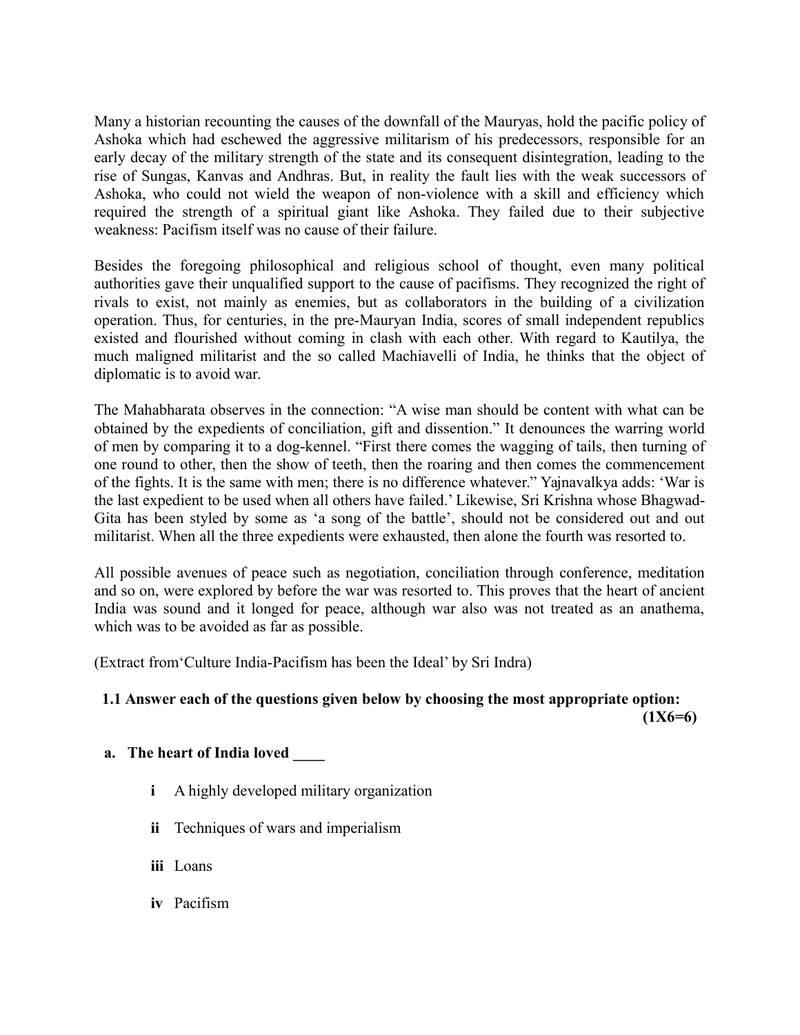Many a historian recounting the causes of the downfall of the Mauryas, hold the pacific policy of Ashoka which had eschewed the aggressive militarism of his predecessors, responsible for an early decay of the military strength of the state and its consequent disintegration, leading to the rise of Sungas, Kanvas and Andhras. But, in reality the fault lies with the weak successors of Ashoka, who could not wield the weapon of non-violence with a skill and efficiency which required the strength of a spiritual giant like Ashoka. They failed due to their subjective weakness: Pacifism itself was no cause of their failure.

Besides the foregoing philosophical and religious school of thought, even many political authorities gave their unqualified support to the cause of pacifisms. They recognized the right of rivals to exist, not mainly as enemies, but as collaborators in the building of a civilization operation. Thus, for centuries, in the pre-Mauryan India, scores of small independent republics existed and flourished without coming in clash with each other. With regard to Kautilya, the much maligned militarist and the so called Machiavelli of India, he thinks that the object of diplomatic is to avoid war.

The Mahabharata observes in the connection: "A wise man should be content with what can be obtained by the expedients of conciliation, gift and dissention." It denounces the warring world of men by comparing it to a dog-kennel. "First there comes the wagging of tails, then turning of one round to other, then the show of teeth, then the roaring and then comes the commencement of the fights. It is the same with men; there is no difference whatever." Yajnavalkya adds: 'War is the last expedient to be used when all others have failed.' Likewise, Sri Krishna whose Bhagwad-Gita has been styled by some as 'a song of the battle', should not be considered out and out militarist. When all the three expedients were exhausted, then alone the fourth was resorted to.

All possible avenues of peace such as negotiation, conciliation through conference, meditation and so on, were explored by before the war was resorted to. This proves that the heart of ancient India was sound and it longed for peace, although war also was not treated as an anathema, which was to be avoided as far as possible.

(Extract from'Culture India-Pacifism has been the Ideal' by Sri Indra)

**1.1 Answer each of the questions given below by choosing the most appropriate option: (1X6=6)**

**a. The heart of India loved ____**

- **i** A highly developed military organization
- **ii** Techniques of wars and imperialism
- **iii** Loans
- **iv** Pacifism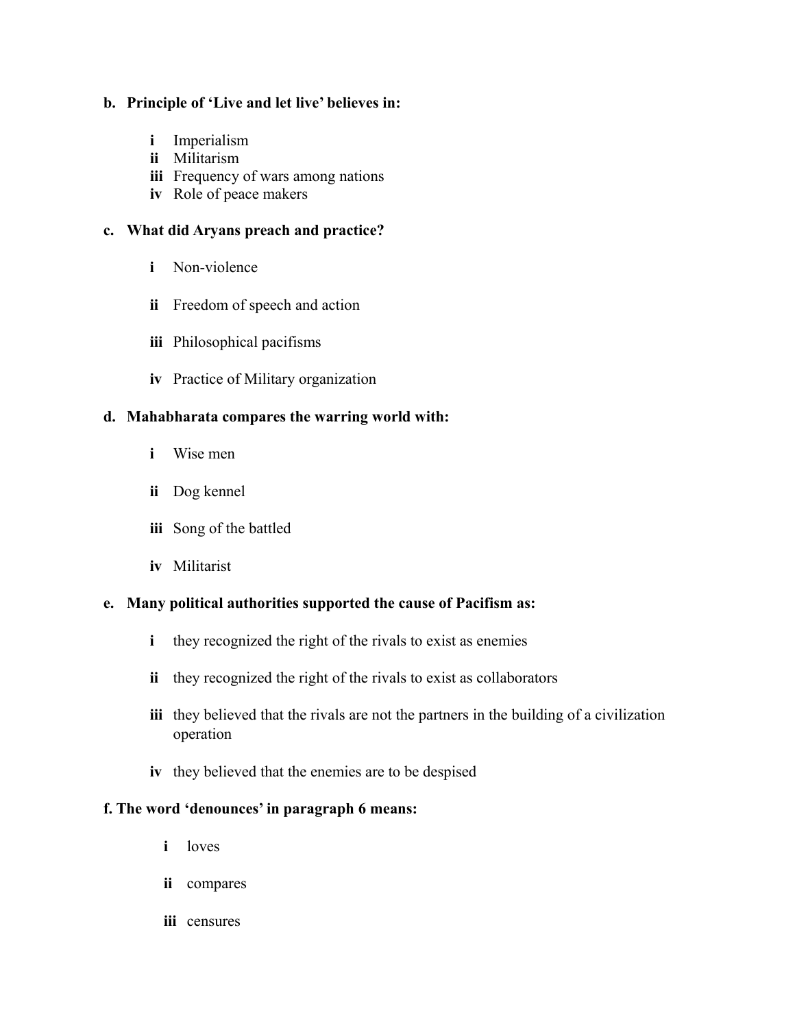**b. Principle of 'Live and let live' believes in:**

- **i** Imperialism
- **ii** Militarism
- **iii** Frequency of wars among nations
- **iv** Role of peace makers

**c. What did Aryans preach and practice?**

- **i** Non-violence
- **ii** Freedom of speech and action
- **iii** Philosophical pacifisms
- **iv** Practice of Military organization

**d. Mahabharata compares the warring world with:**

- **i** Wise men
- **ii** Dog kennel
- **iii** Song of the battled
- **iv** Militarist

**e. Many political authorities supported the cause of Pacifism as:**

- **i** they recognized the right of the rivals to exist as enemies
- **ii** they recognized the right of the rivals to exist as collaborators
- **iii** they believed that the rivals are not the partners in the building of a civilization operation
- **iv** they believed that the enemies are to be despised

**f. The word 'denounces' in paragraph 6 means:**

- **i** loves
- **ii** compares
- **iii** censures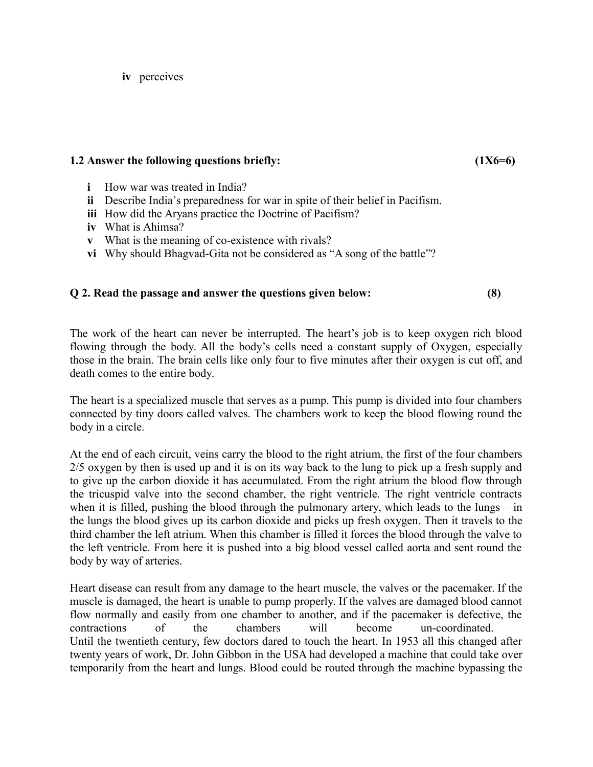**iv** perceives

**1.2 Answer the following questions briefly: (1X6=6)**

**i** How war was treated in India?
**ii** Describe India's preparedness for war in spite of their belief in Pacifism.
**iii** How did the Aryans practice the Doctrine of Pacifism?
**iv** What is Ahimsa?
**v** What is the meaning of co-existence with rivals?
**vi** Why should Bhagvad-Gita not be considered as "A song of the battle"?

**Q 2. Read the passage and answer the questions given below: (8)**

The work of the heart can never be interrupted. The heart's job is to keep oxygen rich blood flowing through the body. All the body's cells need a constant supply of Oxygen, especially those in the brain. The brain cells like only four to five minutes after their oxygen is cut off, and death comes to the entire body.

The heart is a specialized muscle that serves as a pump. This pump is divided into four chambers connected by tiny doors called valves. The chambers work to keep the blood flowing round the body in a circle.

At the end of each circuit, veins carry the blood to the right atrium, the first of the four chambers 2/5 oxygen by then is used up and it is on its way back to the lung to pick up a fresh supply and to give up the carbon dioxide it has accumulated. From the right atrium the blood flow through the tricuspid valve into the second chamber, the right ventricle. The right ventricle contracts when it is filled, pushing the blood through the pulmonary artery, which leads to the lungs – in the lungs the blood gives up its carbon dioxide and picks up fresh oxygen. Then it travels to the third chamber the left atrium. When this chamber is filled it forces the blood through the valve to the left ventricle. From here it is pushed into a big blood vessel called aorta and sent round the body by way of arteries.

Heart disease can result from any damage to the heart muscle, the valves or the pacemaker. If the muscle is damaged, the heart is unable to pump properly. If the valves are damaged blood cannot flow normally and easily from one chamber to another, and if the pacemaker is defective, the contractions of the chambers will become un-coordinated.
Until the twentieth century, few doctors dared to touch the heart. In 1953 all this changed after twenty years of work, Dr. John Gibbon in the USA had developed a machine that could take over temporarily from the heart and lungs. Blood could be routed through the machine bypassing the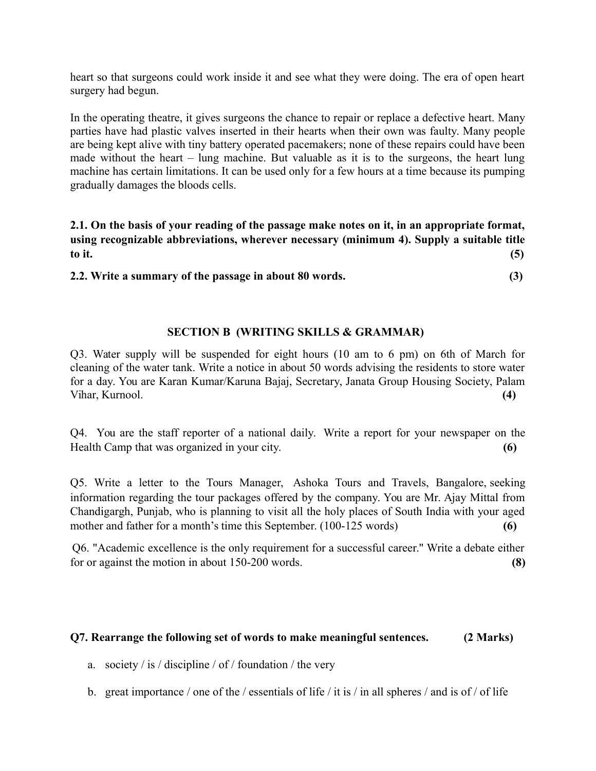heart so that surgeons could work inside it and see what they were doing. The era of open heart surgery had begun.

In the operating theatre, it gives surgeons the chance to repair or replace a defective heart. Many parties have had plastic valves inserted in their hearts when their own was faulty. Many people are being kept alive with tiny battery operated pacemakers; none of these repairs could have been made without the heart – lung machine. But valuable as it is to the surgeons, the heart lung machine has certain limitations. It can be used only for a few hours at a time because its pumping gradually damages the bloods cells.

**2.1. On the basis of your reading of the passage make notes on it, in an appropriate format, using recognizable abbreviations, wherever necessary (minimum 4). Supply a suitable title to it. (5)**

**2.2. Write a summary of the passage in about 80 words. (3)**

## SECTION B (WRITING SKILLS & GRAMMAR)

Q3. Water supply will be suspended for eight hours (10 am to 6 pm) on 6th of March for cleaning of the water tank. Write a notice in about 50 words advising the residents to store water for a day. You are Karan Kumar/Karuna Bajaj, Secretary, Janata Group Housing Society, Palam Vihar, Kurnool. **(4)**

Q4. You are the staff reporter of a national daily. Write a report for your newspaper on the Health Camp that was organized in your city. **(6)**

Q5. Write a letter to the Tours Manager, Ashoka Tours and Travels, Bangalore, seeking information regarding the tour packages offered by the company. You are Mr. Ajay Mittal from Chandigargh, Punjab, who is planning to visit all the holy places of South India with your aged mother and father for a month's time this September. (100-125 words) **(6)**

Q6. "Academic excellence is the only requirement for a successful career." Write a debate either for or against the motion in about 150-200 words. **(8)**

**Q7. Rearrange the following set of words to make meaningful sentences. (2 Marks)**

a. society / is / discipline / of / foundation / the very

b. great importance / one of the / essentials of life / it is / in all spheres / and is of / of life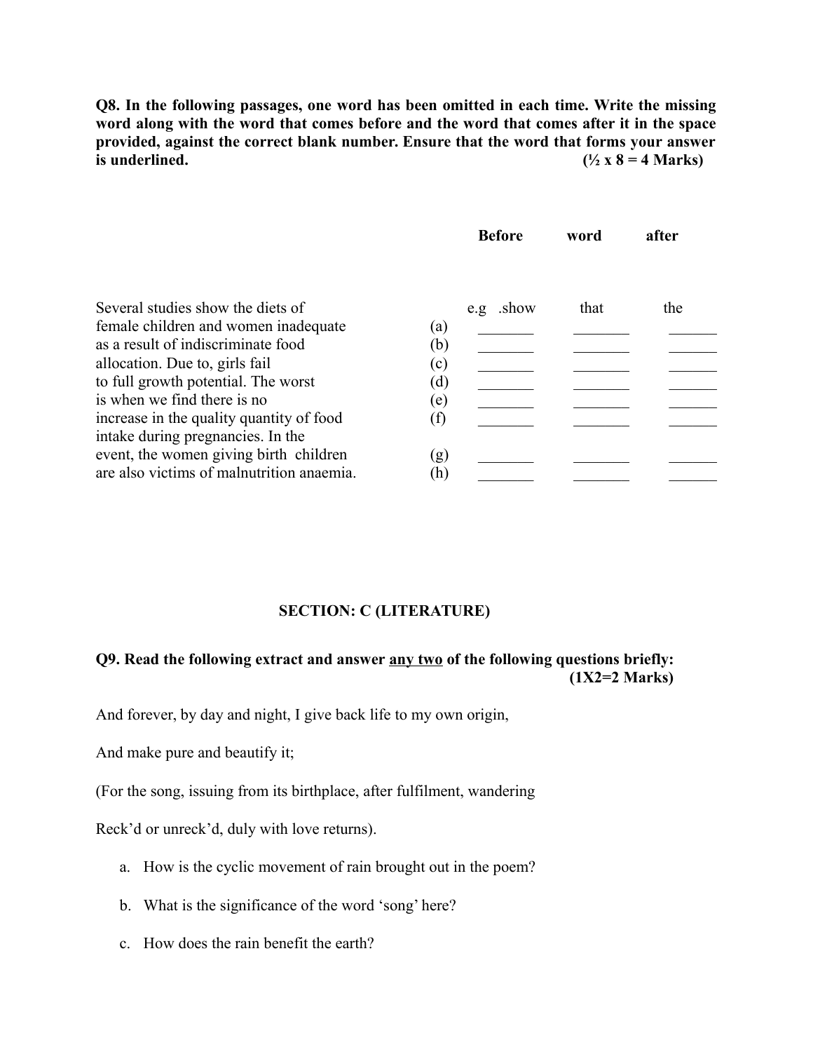**Q8. In the following passages, one word has been omitted in each time. Write the missing word along with the word that comes before and the word that comes after it in the space provided, against the correct blank number. Ensure that the word that forms your answer is underlined.** **(½ x 8 = 4 Marks)**

| Passage | | Before | word | after |
|---|---|---|---|---|
| Several studies show the diets of | | e.g .show | that | the |
| female children and women inadequate | (a) | _______ | _______ | _______ |
| as a result of indiscriminate food | (b) | _______ | _______ | _______ |
| allocation. Due to, girls fail | (c) | _______ | _______ | _______ |
| to full growth potential. The worst | (d) | _______ | _______ | _______ |
| is when we find there is no | (e) | _______ | _______ | _______ |
| increase in the quality quantity of food | (f) | _______ | _______ | _______ |
| intake during pregnancies. In the | | | | |
| event, the women giving birth children | (g) | _______ | _______ | _______ |
| are also victims of malnutrition anaemia. | (h) | _______ | _______ | _______ |

## SECTION: C (LITERATURE)

**Q9. Read the following extract and answer <u>any two</u> of the following questions briefly:** **(1X2=2 Marks)**

And forever, by day and night, I give back life to my own origin,

And make pure and beautify it;

(For the song, issuing from its birthplace, after fulfilment, wandering

Reck'd or unreck'd, duly with love returns).

a. How is the cyclic movement of rain brought out in the poem?

b. What is the significance of the word 'song' here?

c. How does the rain benefit the earth?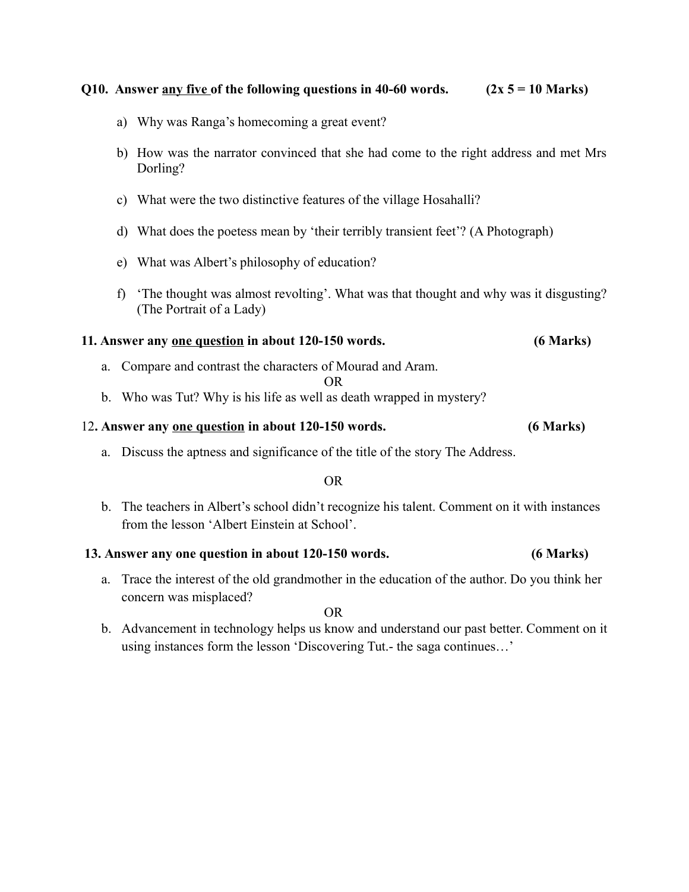**Q10. Answer <u>any five</u> of the following questions in 40-60 words. (2x 5 = 10 Marks)**

a) Why was Ranga's homecoming a great event?

b) How was the narrator convinced that she had come to the right address and met Mrs Dorling?

c) What were the two distinctive features of the village Hosahalli?

d) What does the poetess mean by 'their terribly transient feet'? (A Photograph)

e) What was Albert's philosophy of education?

f) 'The thought was almost revolting'. What was that thought and why was it disgusting? (The Portrait of a Lady)

**11. Answer any <u>one question</u> in about 120-150 words. (6 Marks)**

a. Compare and contrast the characters of Mourad and Aram.

OR

b. Who was Tut? Why is his life as well as death wrapped in mystery?

12**. Answer any <u>one question</u> in about 120-150 words. (6 Marks)**

a. Discuss the aptness and significance of the title of the story The Address.

OR

b. The teachers in Albert's school didn't recognize his talent. Comment on it with instances from the lesson 'Albert Einstein at School'.

**13. Answer any one question in about 120-150 words. (6 Marks)**

a. Trace the interest of the old grandmother in the education of the author. Do you think her concern was misplaced?

OR

b. Advancement in technology helps us know and understand our past better. Comment on it using instances form the lesson 'Discovering Tut.- the saga continues…'